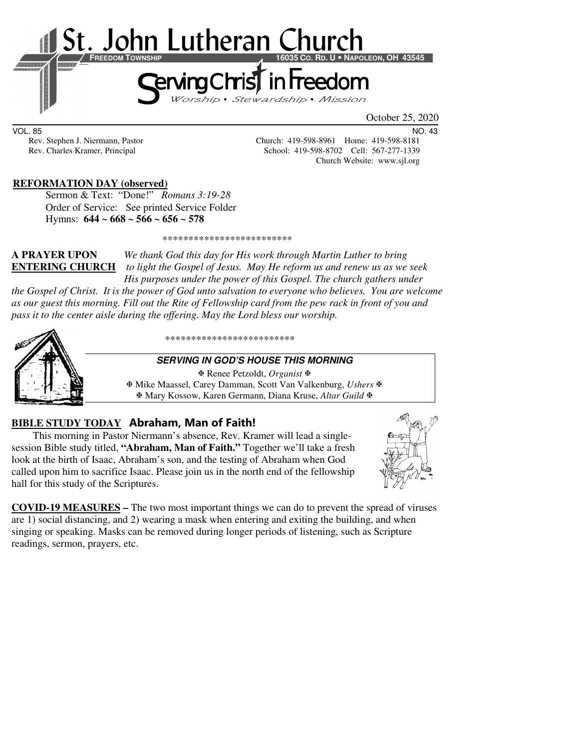# St. John Lutheran Church

**FREEDOM TOWNSHIP** **16035 CO. RD. U • NAPOLEON, OH 43545**

## Serving Christ in Freedom

*Worship • Stewardship • Mission*

October 25, 2020

VOL. 85 NO. 43

Rev. Stephen J. Niermann, Pastor — Church: 419-598-8961 Home: 419-598-8181

Rev. Charles Kramer, Principal — School: 419-598-8702 Cell: 567-277-1339

Church Website: www.sjl.org

**REFORMATION DAY (observed)**

Sermon & Text: "Done!" *Romans 3:19-28*

Order of Service: See printed Service Folder

Hymns: **644 ~ 668 ~ 566 ~ 656 ~ 578**

*************************

**A PRAYER UPON ENTERING CHURCH** *We thank God this day for His work through Martin Luther to bring to light the Gospel of Jesus. May He reform us and renew us as we seek His purposes under the power of this Gospel. The church gathers under the Gospel of Christ. It is the power of God unto salvation to everyone who believes. You are welcome as our guest this morning. Fill out the Rite of Fellowship card from the pew rack in front of you and pass it to the center aisle during the offering. May the Lord bless our worship.*

*************************

***SERVING IN GOD'S HOUSE THIS MORNING***

✠ Renee Petzoldt, *Organist* ✠

✠ Mike Maassel, Carey Damman, Scott Van Valkenburg, *Ushers* ✠

✠ Mary Kossow, Karen Germann, Diana Kruse, *Altar Guild* ✠

**BIBLE STUDY TODAY** **Abraham, Man of Faith!**

This morning in Pastor Niermann's absence, Rev. Kramer will lead a single-session Bible study titled, **"Abraham, Man of Faith."** Together we'll take a fresh look at the birth of Isaac, Abraham's son, and the testing of Abraham when God called upon him to sacrifice Isaac. Please join us in the north end of the fellowship hall for this study of the Scriptures.

**COVID-19 MEASURES –** The two most important things we can do to prevent the spread of viruses are 1) social distancing, and 2) wearing a mask when entering and exiting the building, and when singing or speaking. Masks can be removed during longer periods of listening, such as Scripture readings, sermon, prayers, etc.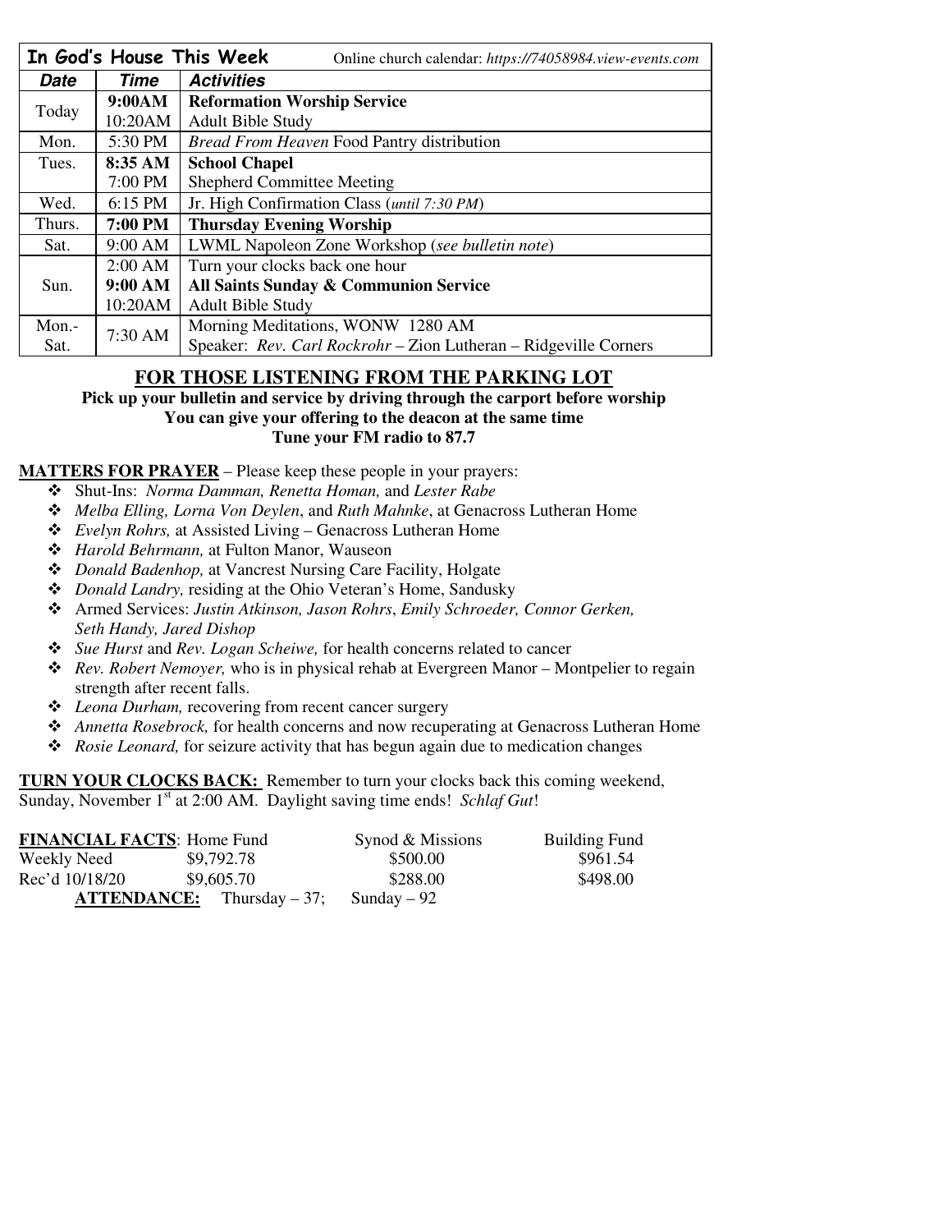| **In God's House This Week** | | Online church calendar: *https://74058984.view-events.com* |
|---|---|---|
| ***Date*** | ***Time*** | ***Activities*** |
| Today | **9:00AM** | **Reformation Worship Service** |
| | 10:20AM | Adult Bible Study |
| Mon. | 5:30 PM | *Bread From Heaven* Food Pantry distribution |
| Tues. | **8:35 AM** | **School Chapel** |
| | 7:00 PM | Shepherd Committee Meeting |
| Wed. | 6:15 PM | Jr. High Confirmation Class (*until 7:30 PM*) |
| Thurs. | **7:00 PM** | **Thursday Evening Worship** |
| Sat. | 9:00 AM | LWML Napoleon Zone Workshop (*see bulletin note*) |
| Sun. | 2:00 AM | Turn your clocks back one hour |
| | **9:00 AM** | **All Saints Sunday & Communion Service** |
| | 10:20AM | Adult Bible Study |
| Mon.-Sat. | 7:30 AM | Morning Meditations, WONW 1280 AM<br>Speaker: *Rev. Carl Rockrohr* – Zion Lutheran – Ridgeville Corners |

## FOR THOSE LISTENING FROM THE PARKING LOT

**Pick up your bulletin and service by driving through the carport before worship**
**You can give your offering to the deacon at the same time**
**Tune your FM radio to 87.7**

**MATTERS FOR PRAYER** – Please keep these people in your prayers:

- Shut-Ins: *Norma Damman, Renetta Homan,* and *Lester Rabe*
- *Melba Elling, Lorna Von Deylen*, and *Ruth Mahnke*, at Genacross Lutheran Home
- *Evelyn Rohrs,* at Assisted Living – Genacross Lutheran Home
- *Harold Behrmann,* at Fulton Manor, Wauseon
- *Donald Badenhop,* at Vancrest Nursing Care Facility, Holgate
- *Donald Landry,* residing at the Ohio Veteran's Home, Sandusky
- Armed Services: *Justin Atkinson, Jason Rohrs*, *Emily Schroeder, Connor Gerken, Seth Handy, Jared Dishop*
- *Sue Hurst* and *Rev. Logan Scheiwe,* for health concerns related to cancer
- *Rev. Robert Nemoyer,* who is in physical rehab at Evergreen Manor – Montpelier to regain strength after recent falls.
- *Leona Durham,* recovering from recent cancer surgery
- *Annetta Rosebrock,* for health concerns and now recuperating at Genacross Lutheran Home
- *Rosie Leonard,* for seizure activity that has begun again due to medication changes

**TURN YOUR CLOCKS BACK:** Remember to turn your clocks back this coming weekend, Sunday, November 1st at 2:00 AM. Daylight saving time ends! *Schlaf Gut*!

| **FINANCIAL FACTS**: | Home Fund | Synod & Missions | Building Fund |
|---|---|---|---|
| Weekly Need | $9,792.78 | $500.00 | $961.54 |
| Rec'd 10/18/20 | $9,605.70 | $288.00 | $498.00 |

**ATTENDANCE:** Thursday – 37; Sunday – 92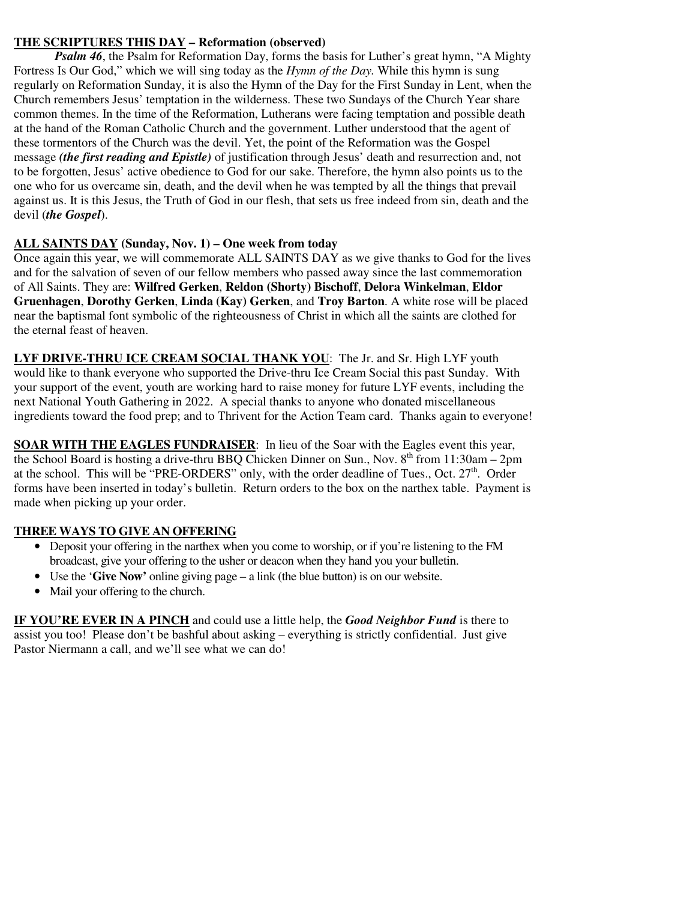**THE SCRIPTURES THIS DAY – Reformation (observed)**

***Psalm 46***, the Psalm for Reformation Day, forms the basis for Luther's great hymn, "A Mighty Fortress Is Our God," which we will sing today as the *Hymn of the Day.* While this hymn is sung regularly on Reformation Sunday, it is also the Hymn of the Day for the First Sunday in Lent, when the Church remembers Jesus' temptation in the wilderness. These two Sundays of the Church Year share common themes. In the time of the Reformation, Lutherans were facing temptation and possible death at the hand of the Roman Catholic Church and the government. Luther understood that the agent of these tormentors of the Church was the devil. Yet, the point of the Reformation was the Gospel message ***(the first reading and Epistle)*** of justification through Jesus' death and resurrection and, not to be forgotten, Jesus' active obedience to God for our sake. Therefore, the hymn also points us to the one who for us overcame sin, death, and the devil when he was tempted by all the things that prevail against us. It is this Jesus, the Truth of God in our flesh, that sets us free indeed from sin, death and the devil (***the Gospel***).

**ALL SAINTS DAY (Sunday, Nov. 1) – One week from today**

Once again this year, we will commemorate ALL SAINTS DAY as we give thanks to God for the lives and for the salvation of seven of our fellow members who passed away since the last commemoration of All Saints. They are: **Wilfred Gerken**, **Reldon (Shorty) Bischoff**, **Delora Winkelman**, **Eldor Gruenhagen**, **Dorothy Gerken**, **Linda (Kay) Gerken**, and **Troy Barton**. A white rose will be placed near the baptismal font symbolic of the righteousness of Christ in which all the saints are clothed for the eternal feast of heaven.

**LYF DRIVE-THRU ICE CREAM SOCIAL THANK YOU**: The Jr. and Sr. High LYF youth would like to thank everyone who supported the Drive-thru Ice Cream Social this past Sunday. With your support of the event, youth are working hard to raise money for future LYF events, including the next National Youth Gathering in 2022. A special thanks to anyone who donated miscellaneous ingredients toward the food prep; and to Thrivent for the Action Team card. Thanks again to everyone!

**SOAR WITH THE EAGLES FUNDRAISER**: In lieu of the Soar with the Eagles event this year, the School Board is hosting a drive-thru BBQ Chicken Dinner on Sun., Nov. 8th from 11:30am – 2pm at the school. This will be "PRE-ORDERS" only, with the order deadline of Tues., Oct. 27th. Order forms have been inserted in today's bulletin. Return orders to the box on the narthex table. Payment is made when picking up your order.

**THREE WAYS TO GIVE AN OFFERING**

- Deposit your offering in the narthex when you come to worship, or if you're listening to the FM broadcast, give your offering to the usher or deacon when they hand you your bulletin.
- Use the '**Give Now'** online giving page – a link (the blue button) is on our website.
- Mail your offering to the church.

**IF YOU'RE EVER IN A PINCH** and could use a little help, the ***Good Neighbor Fund*** is there to assist you too! Please don't be bashful about asking – everything is strictly confidential. Just give Pastor Niermann a call, and we'll see what we can do!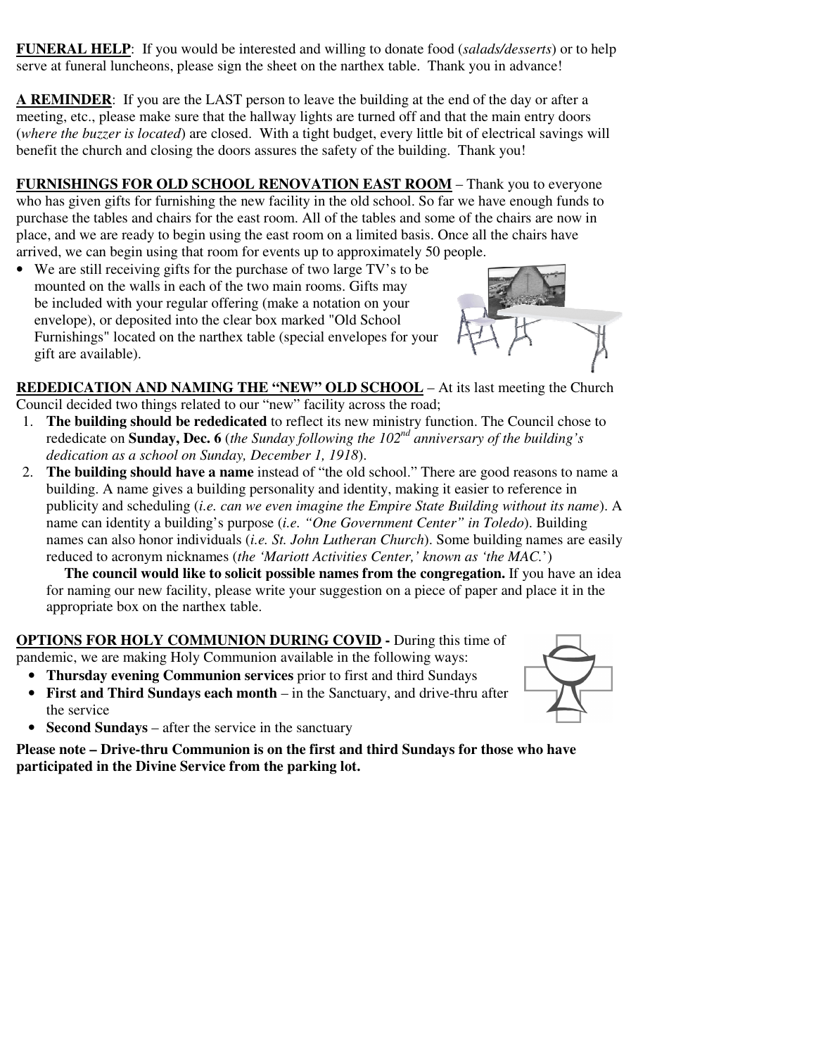**FUNERAL HELP**: If you would be interested and willing to donate food (*salads/desserts*) or to help serve at funeral luncheons, please sign the sheet on the narthex table. Thank you in advance!

**A REMINDER**: If you are the LAST person to leave the building at the end of the day or after a meeting, etc., please make sure that the hallway lights are turned off and that the main entry doors (*where the buzzer is located*) are closed. With a tight budget, every little bit of electrical savings will benefit the church and closing the doors assures the safety of the building. Thank you!

**FURNISHINGS FOR OLD SCHOOL RENOVATION EAST ROOM** – Thank you to everyone who has given gifts for furnishing the new facility in the old school. So far we have enough funds to purchase the tables and chairs for the east room. All of the tables and some of the chairs are now in place, and we are ready to begin using the east room on a limited basis. Once all the chairs have arrived, we can begin using that room for events up to approximately 50 people.

- We are still receiving gifts for the purchase of two large TV's to be mounted on the walls in each of the two main rooms. Gifts may be included with your regular offering (make a notation on your envelope), or deposited into the clear box marked "Old School Furnishings" located on the narthex table (special envelopes for your gift are available).

**REDEDICATION AND NAMING THE "NEW" OLD SCHOOL** – At its last meeting the Church Council decided two things related to our "new" facility across the road;

1. **The building should be rededicated** to reflect its new ministry function. The Council chose to rededicate on **Sunday, Dec. 6** (*the Sunday following the 102nd anniversary of the building's dedication as a school on Sunday, December 1, 1918*).
2. **The building should have a name** instead of "the old school." There are good reasons to name a building. A name gives a building personality and identity, making it easier to reference in publicity and scheduling (*i.e. can we even imagine the Empire State Building without its name*). A name can identity a building's purpose (*i.e. "One Government Center" in Toledo*). Building names can also honor individuals (*i.e. St. John Lutheran Church*). Some building names are easily reduced to acronym nicknames (*the 'Mariott Activities Center,' known as 'the MAC.'*)

   **The council would like to solicit possible names from the congregation.** If you have an idea for naming our new facility, please write your suggestion on a piece of paper and place it in the appropriate box on the narthex table.

**OPTIONS FOR HOLY COMMUNION DURING COVID -** During this time of pandemic, we are making Holy Communion available in the following ways:

- **Thursday evening Communion services** prior to first and third Sundays
- **First and Third Sundays each month** – in the Sanctuary, and drive-thru after the service
- **Second Sundays** – after the service in the sanctuary

**Please note – Drive-thru Communion is on the first and third Sundays for those who have participated in the Divine Service from the parking lot.**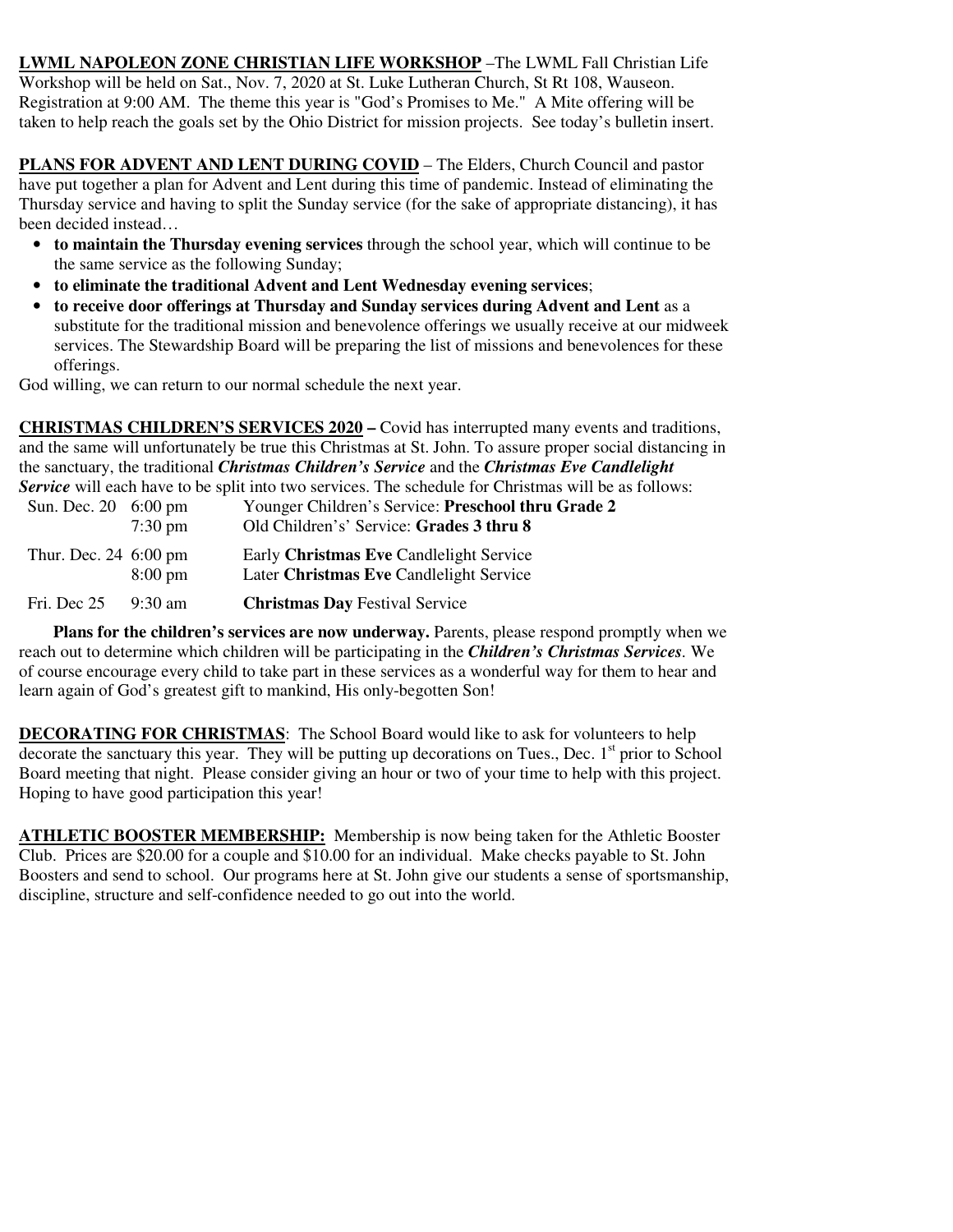**LWML NAPOLEON ZONE CHRISTIAN LIFE WORKSHOP** –The LWML Fall Christian Life Workshop will be held on Sat., Nov. 7, 2020 at St. Luke Lutheran Church, St Rt 108, Wauseon. Registration at 9:00 AM. The theme this year is "God's Promises to Me." A Mite offering will be taken to help reach the goals set by the Ohio District for mission projects. See today's bulletin insert.

**PLANS FOR ADVENT AND LENT DURING COVID** – The Elders, Church Council and pastor have put together a plan for Advent and Lent during this time of pandemic. Instead of eliminating the Thursday service and having to split the Sunday service (for the sake of appropriate distancing), it has been decided instead…

- **to maintain the Thursday evening services** through the school year, which will continue to be the same service as the following Sunday;
- **to eliminate the traditional Advent and Lent Wednesday evening services**;
- **to receive door offerings at Thursday and Sunday services during Advent and Lent** as a substitute for the traditional mission and benevolence offerings we usually receive at our midweek services. The Stewardship Board will be preparing the list of missions and benevolences for these offerings.

God willing, we can return to our normal schedule the next year.

**CHRISTMAS CHILDREN'S SERVICES 2020 –** Covid has interrupted many events and traditions, and the same will unfortunately be true this Christmas at St. John. To assure proper social distancing in the sanctuary, the traditional ***Christmas Children's Service*** and the ***Christmas Eve Candlelight Service*** will each have to be split into two services. The schedule for Christmas will be as follows:

| | | |
|---|---|---|
| Sun. Dec. 20 | 6:00 pm | Younger Children's Service: **Preschool thru Grade 2** |
| | 7:30 pm | Old Children's' Service: **Grades 3 thru 8** |
| Thur. Dec. 24 | 6:00 pm | Early **Christmas Eve** Candlelight Service |
| | 8:00 pm | Later **Christmas Eve** Candlelight Service |
| Fri. Dec 25 | 9:30 am | **Christmas Day** Festival Service |

**Plans for the children's services are now underway.** Parents, please respond promptly when we reach out to determine which children will be participating in the ***Children's Christmas Services***. We of course encourage every child to take part in these services as a wonderful way for them to hear and learn again of God's greatest gift to mankind, His only-begotten Son!

**DECORATING FOR CHRISTMAS**: The School Board would like to ask for volunteers to help decorate the sanctuary this year. They will be putting up decorations on Tues., Dec. 1st prior to School Board meeting that night. Please consider giving an hour or two of your time to help with this project. Hoping to have good participation this year!

**ATHLETIC BOOSTER MEMBERSHIP:** Membership is now being taken for the Athletic Booster Club. Prices are $20.00 for a couple and $10.00 for an individual. Make checks payable to St. John Boosters and send to school. Our programs here at St. John give our students a sense of sportsmanship, discipline, structure and self-confidence needed to go out into the world.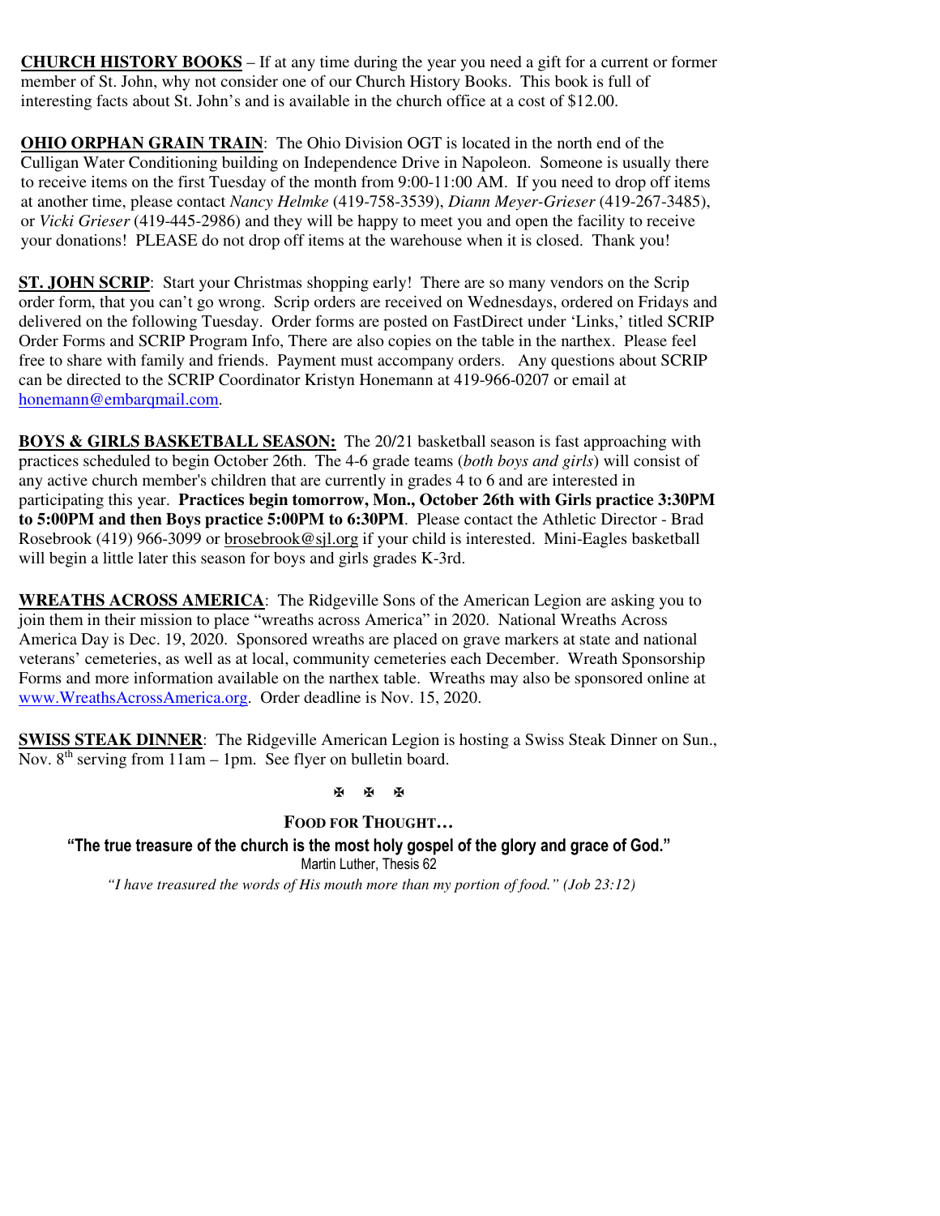**CHURCH HISTORY BOOKS** – If at any time during the year you need a gift for a current or former member of St. John, why not consider one of our Church History Books. This book is full of interesting facts about St. John's and is available in the church office at a cost of $12.00.

**OHIO ORPHAN GRAIN TRAIN**: The Ohio Division OGT is located in the north end of the Culligan Water Conditioning building on Independence Drive in Napoleon. Someone is usually there to receive items on the first Tuesday of the month from 9:00-11:00 AM. If you need to drop off items at another time, please contact *Nancy Helmke* (419-758-3539), *Diann Meyer-Grieser* (419-267-3485), or *Vicki Grieser* (419-445-2986) and they will be happy to meet you and open the facility to receive your donations! PLEASE do not drop off items at the warehouse when it is closed. Thank you!

**ST. JOHN SCRIP**: Start your Christmas shopping early! There are so many vendors on the Scrip order form, that you can't go wrong. Scrip orders are received on Wednesdays, ordered on Fridays and delivered on the following Tuesday. Order forms are posted on FastDirect under 'Links,' titled SCRIP Order Forms and SCRIP Program Info, There are also copies on the table in the narthex. Please feel free to share with family and friends. Payment must accompany orders. Any questions about SCRIP can be directed to the SCRIP Coordinator Kristyn Honemann at 419-966-0207 or email at honemann@embarqmail.com.

**BOYS & GIRLS BASKETBALL SEASON:** The 20/21 basketball season is fast approaching with practices scheduled to begin October 26th. The 4-6 grade teams (*both boys and girls*) will consist of any active church member's children that are currently in grades 4 to 6 and are interested in participating this year. **Practices begin tomorrow, Mon., October 26th with Girls practice 3:30PM to 5:00PM and then Boys practice 5:00PM to 6:30PM**. Please contact the Athletic Director - Brad Rosebrook (419) 966-3099 or brosebrook@sjl.org if your child is interested. Mini-Eagles basketball will begin a little later this season for boys and girls grades K-3rd.

**WREATHS ACROSS AMERICA**: The Ridgeville Sons of the American Legion are asking you to join them in their mission to place "wreaths across America" in 2020. National Wreaths Across America Day is Dec. 19, 2020. Sponsored wreaths are placed on grave markers at state and national veterans' cemeteries, as well as at local, community cemeteries each December. Wreath Sponsorship Forms and more information available on the narthex table. Wreaths may also be sponsored online at www.WreathsAcrossAmerica.org. Order deadline is Nov. 15, 2020.

**SWISS STEAK DINNER**: The Ridgeville American Legion is hosting a Swiss Steak Dinner on Sun., Nov. 8th serving from 11am – 1pm. See flyer on bulletin board.

✠ ✠ ✠

**FOOD FOR THOUGHT…**

**"The true treasure of the church is the most holy gospel of the glory and grace of God."**

Martin Luther, Thesis 62

*"I have treasured the words of His mouth more than my portion of food." (Job 23:12)*